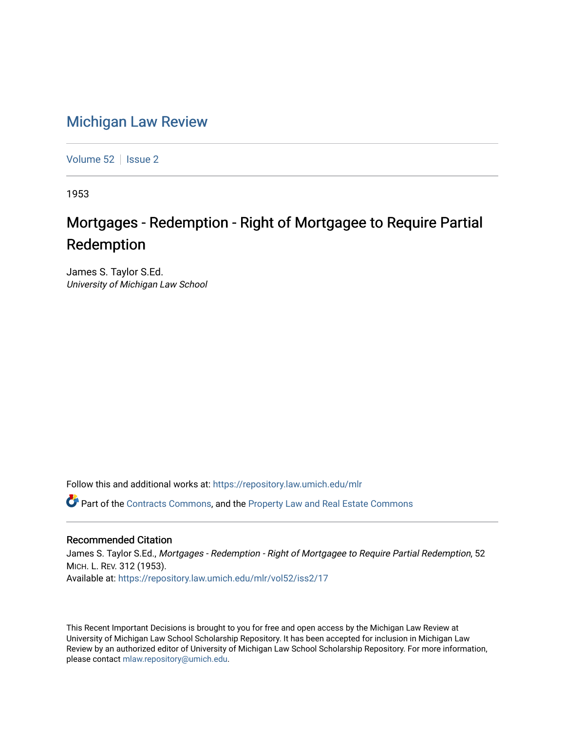# Michigan Law Review

Volume 52 | Issue 2

1953

## Mortgages - Redemption - Right of Mortgagee to Require Partial Redemption

James S. Taylor S.Ed.
*University of Michigan Law School*

Follow this and additional works at: https://repository.law.umich.edu/mlr

Part of the Contracts Commons, and the Property Law and Real Estate Commons

### Recommended Citation

James S. Taylor S.Ed., *Mortgages - Redemption - Right of Mortgagee to Require Partial Redemption*, 52 MICH. L. REV. 312 (1953).
Available at: https://repository.law.umich.edu/mlr/vol52/iss2/17

This Recent Important Decisions is brought to you for free and open access by the Michigan Law Review at University of Michigan Law School Scholarship Repository. It has been accepted for inclusion in Michigan Law Review by an authorized editor of University of Michigan Law School Scholarship Repository. For more information, please contact mlaw.repository@umich.edu.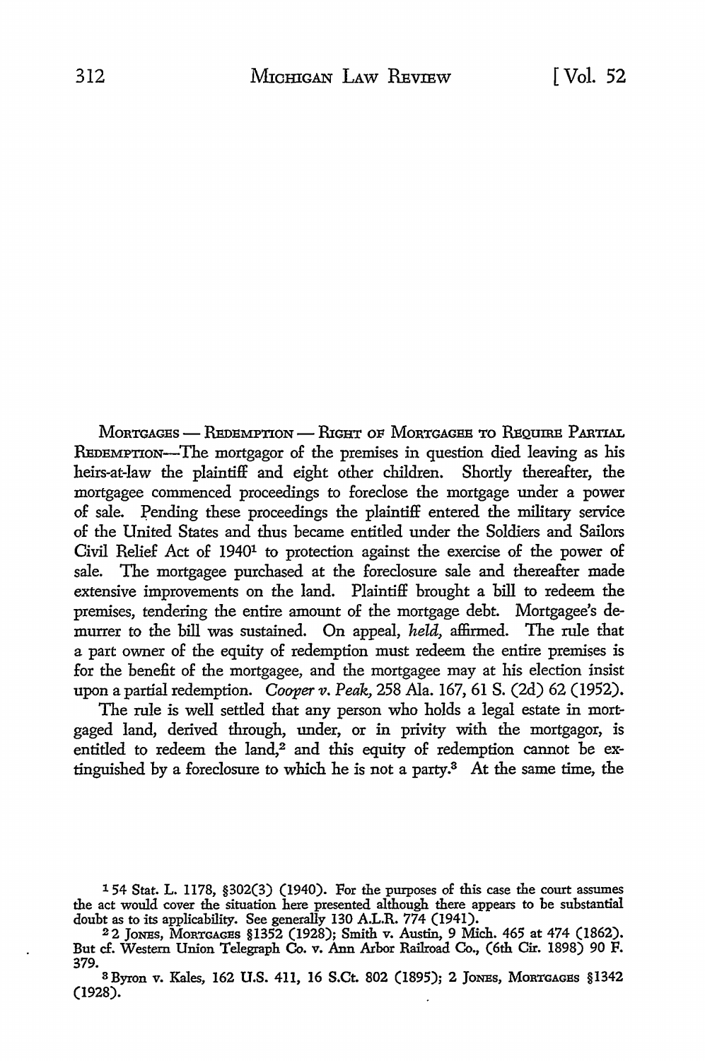MORTGAGES — REDEMPTION — RIGHT OF MORTGAGEE TO REQUIRE PARTIAL REDEMPTION—The mortgagor of the premises in question died leaving as his heirs-at-law the plaintiff and eight other children. Shortly thereafter, the mortgagee commenced proceedings to foreclose the mortgage under a power of sale. Pending these proceedings the plaintiff entered the military service of the United States and thus became entitled under the Soldiers and Sailors Civil Relief Act of 1940[1] to protection against the exercise of the power of sale. The mortgagee purchased at the foreclosure sale and thereafter made extensive improvements on the land. Plaintiff brought a bill to redeem the premises, tendering the entire amount of the mortgage debt. Mortgagee's demurrer to the bill was sustained. On appeal, *held,* affirmed. The rule that a part owner of the equity of redemption must redeem the entire premises is for the benefit of the mortgagee, and the mortgagee may at his election insist upon a partial redemption. *Cooper v. Peak,* 258 Ala. 167, 61 S. (2d) 62 (1952).

The rule is well settled that any person who holds a legal estate in mortgaged land, derived through, under, or in privity with the mortgagor, is entitled to redeem the land,[2] and this equity of redemption cannot be extinguished by a foreclosure to which he is not a party.[3] At the same time, the

---

[1] 54 Stat. L. 1178, §302(3) (1940). For the purposes of this case the court assumes the act would cover the situation here presented although there appears to be substantial doubt as to its applicability. See generally 130 A.L.R. 774 (1941).

[2] 2 JONES, MORTGAGES §1352 (1928); Smith v. Austin, 9 Mich. 465 at 474 (1862). But cf. Western Union Telegraph Co. v. Ann Arbor Railroad Co., (6th Cir. 1898) 90 F. 379.

[3] Byron v. Kales, 162 U.S. 411, 16 S.Ct. 802 (1895); 2 JONES, MORTGAGES §1342 (1928).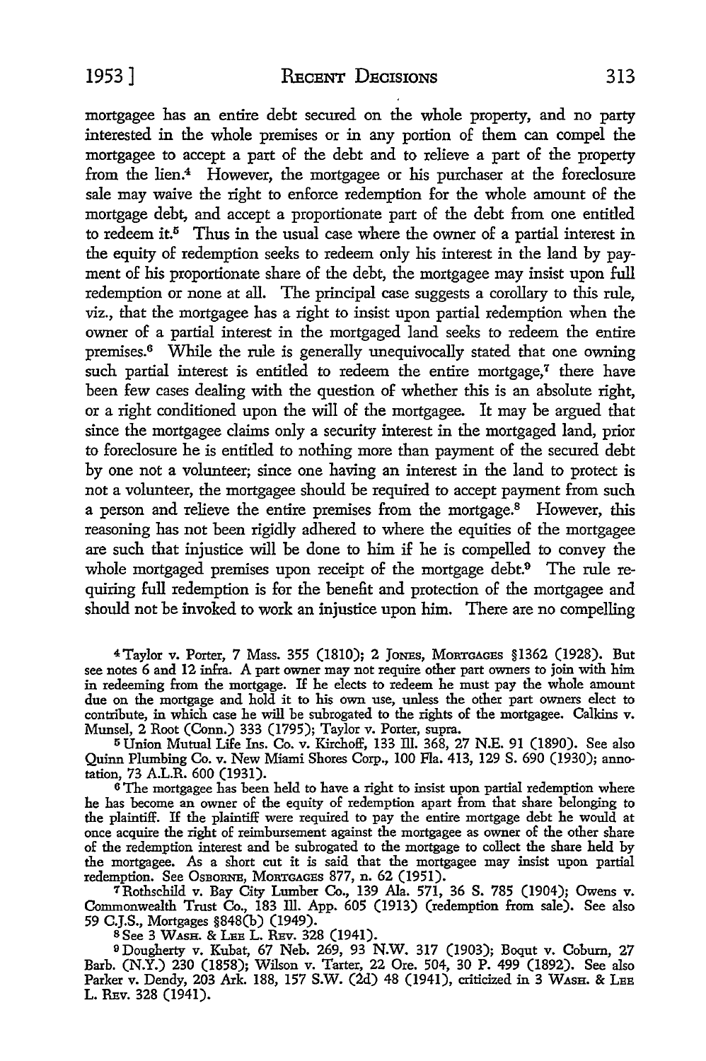mortgagee has an entire debt secured on the whole property, and no party interested in the whole premises or in any portion of them can compel the mortgagee to accept a part of the debt and to relieve a part of the property from the lien.[4] However, the mortgagee or his purchaser at the foreclosure sale may waive the right to enforce redemption for the whole amount of the mortgage debt, and accept a proportionate part of the debt from one entitled to redeem it.[5] Thus in the usual case where the owner of a partial interest in the equity of redemption seeks to redeem only his interest in the land by payment of his proportionate share of the debt, the mortgagee may insist upon full redemption or none at all. The principal case suggests a corollary to this rule, viz., that the mortgagee has a right to insist upon partial redemption when the owner of a partial interest in the mortgaged land seeks to redeem the entire premises.[6] While the rule is generally unequivocally stated that one owning such partial interest is entitled to redeem the entire mortgage,[7] there have been few cases dealing with the question of whether this is an absolute right, or a right conditioned upon the will of the mortgagee. It may be argued that since the mortgagee claims only a security interest in the mortgaged land, prior to foreclosure he is entitled to nothing more than payment of the secured debt by one not a volunteer; since one having an interest in the land to protect is not a volunteer, the mortgagee should be required to accept payment from such a person and relieve the entire premises from the mortgage.[8] However, this reasoning has not been rigidly adhered to where the equities of the mortgagee are such that injustice will be done to him if he is compelled to convey the whole mortgaged premises upon receipt of the mortgage debt.[9] The rule requiring full redemption is for the benefit and protection of the mortgagee and should not be invoked to work an injustice upon him. There are no compelling

[4] Taylor v. Porter, 7 Mass. 355 (1810); 2 JONES, MORTGAGES §1362 (1928). But see notes 6 and 12 infra. A part owner may not require other part owners to join with him in redeeming from the mortgage. If he elects to redeem he must pay the whole amount due on the mortgage and hold it to his own use, unless the other part owners elect to contribute, in which case he will be subrogated to the rights of the mortgagee. Calkins v. Munsel, 2 Root (Conn.) 333 (1795); Taylor v. Porter, supra.

[5] Union Mutual Life Ins. Co. v. Kirchoff, 133 Ill. 368, 27 N.E. 91 (1890). See also Quinn Plumbing Co. v. New Miami Shores Corp., 100 Fla. 413, 129 S. 690 (1930); annotation, 73 A.L.R. 600 (1931).

[6] The mortgagee has been held to have a right to insist upon partial redemption where he has become an owner of the equity of redemption apart from that share belonging to the plaintiff. If the plaintiff were required to pay the entire mortgage debt he would at once acquire the right of reimbursement against the mortgagee as owner of the other share of the redemption interest and be subrogated to the mortgage to collect the share held by the mortgagee. As a short cut it is said that the mortgagee may insist upon partial redemption. See OSBORNE, MORTGAGES 877, n. 62 (1951).

[7] Rothschild v. Bay City Lumber Co., 139 Ala. 571, 36 S. 785 (1904); Owens v. Commonwealth Trust Co., 183 Ill. App. 605 (1913) (redemption from sale). See also 59 C.J.S., Mortgages §848(b) (1949).

[8] See 3 WASH. & LEE L. REV. 328 (1941).

[9] Dougherty v. Kubat, 67 Neb. 269, 93 N.W. 317 (1903); Boqut v. Coburn, 27 Barb. (N.Y.) 230 (1858); Wilson v. Tarter, 22 Ore. 504, 30 P. 499 (1892). See also Parker v. Dendy, 203 Ark. 188, 157 S.W. (2d) 48 (1941), criticized in 3 WASH. & LEE L. REV. 328 (1941).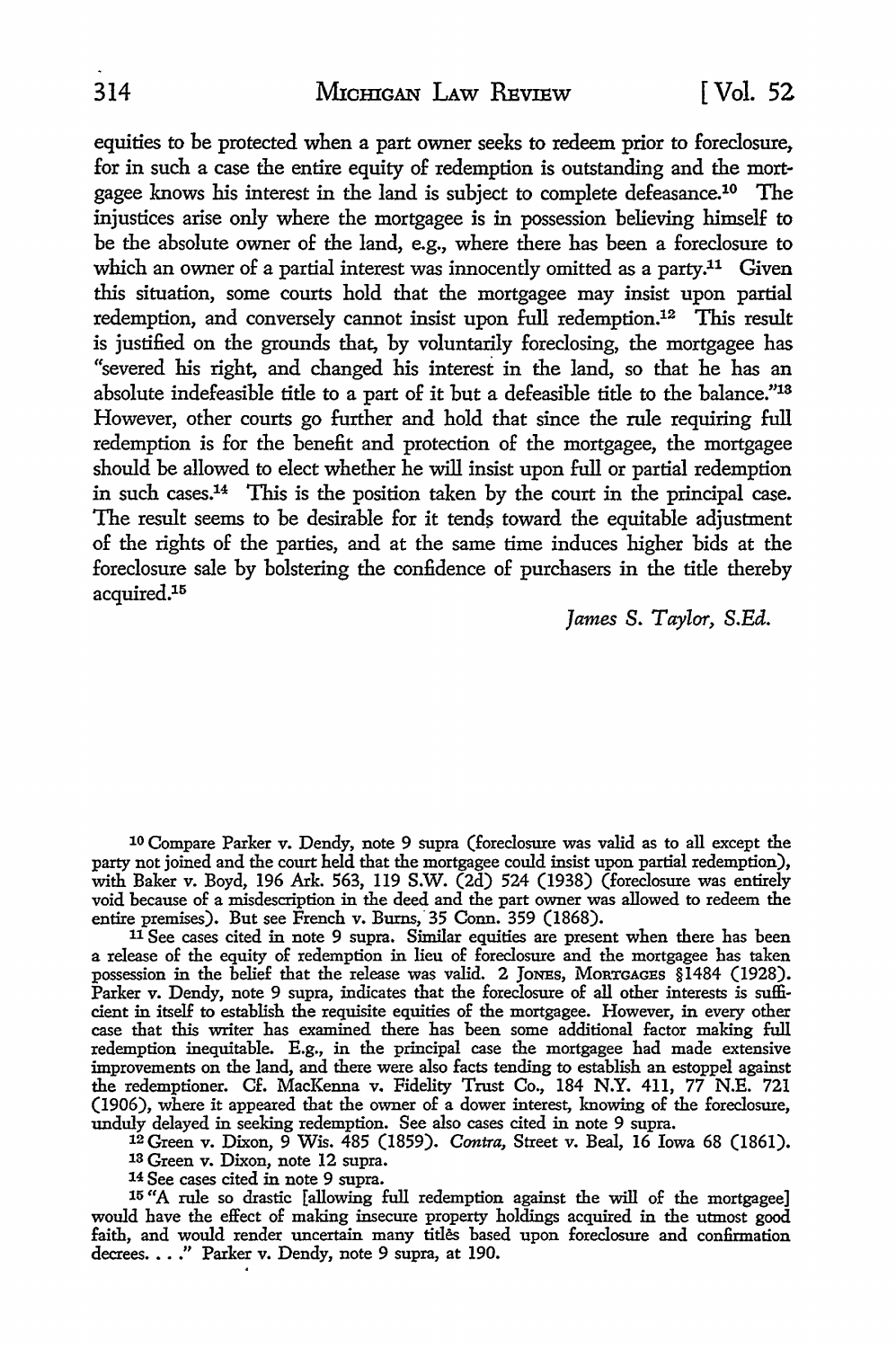equities to be protected when a part owner seeks to redeem prior to foreclosure, for in such a case the entire equity of redemption is outstanding and the mortgagee knows his interest in the land is subject to complete defeasance.[10] The injustices arise only where the mortgagee is in possession believing himself to be the absolute owner of the land, e.g., where there has been a foreclosure to which an owner of a partial interest was innocently omitted as a party.[11] Given this situation, some courts hold that the mortgagee may insist upon partial redemption, and conversely cannot insist upon full redemption.[12] This result is justified on the grounds that, by voluntarily foreclosing, the mortgagee has "severed his right, and changed his interest in the land, so that he has an absolute indefeasible title to a part of it but a defeasible title to the balance."[13] However, other courts go further and hold that since the rule requiring full redemption is for the benefit and protection of the mortgagee, the mortgagee should be allowed to elect whether he will insist upon full or partial redemption in such cases.[14] This is the position taken by the court in the principal case. The result seems to be desirable for it tends toward the equitable adjustment of the rights of the parties, and at the same time induces higher bids at the foreclosure sale by bolstering the confidence of purchasers in the title thereby acquired.[15]

*James S. Taylor, S.Ed.*

---

[10] Compare Parker v. Dendy, note 9 supra (foreclosure was valid as to all except the party not joined and the court held that the mortgagee could insist upon partial redemption), with Baker v. Boyd, 196 Ark. 563, 119 S.W. (2d) 524 (1938) (foreclosure was entirely void because of a misdescription in the deed and the part owner was allowed to redeem the entire premises). But see French v. Burns, 35 Conn. 359 (1868).

[11] See cases cited in note 9 supra. Similar equities are present when there has been a release of the equity of redemption in lieu of foreclosure and the mortgagee has taken possession in the belief that the release was valid. 2 JONES, MORTGAGES §1484 (1928). Parker v. Dendy, note 9 supra, indicates that the foreclosure of all other interests is sufficient in itself to establish the requisite equities of the mortgagee. However, in every other case that this writer has examined there has been some additional factor making full redemption inequitable. E.g., in the principal case the mortgagee had made extensive improvements on the land, and there were also facts tending to establish an estoppel against the redemptioner. Cf. MacKenna v. Fidelity Trust Co., 184 N.Y. 411, 77 N.E. 721 (1906), where it appeared that the owner of a dower interest, knowing of the foreclosure, unduly delayed in seeking redemption. See also cases cited in note 9 supra.

[12] Green v. Dixon, 9 Wis. 485 (1859). *Contra*, Street v. Beal, 16 Iowa 68 (1861).

[13] Green v. Dixon, note 12 supra.

[14] See cases cited in note 9 supra.

[15] "A rule so drastic [allowing full redemption against the will of the mortgagee] would have the effect of making insecure property holdings acquired in the utmost good faith, and would render uncertain many titles based upon foreclosure and confirmation decrees. . . ." Parker v. Dendy, note 9 supra, at 190.